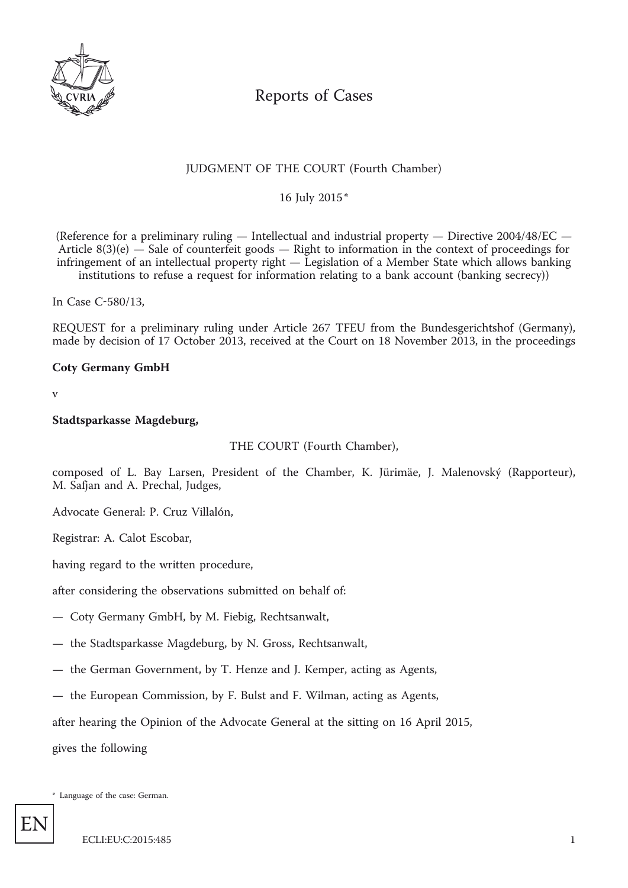# Reports of Cases

JUDGMENT OF THE COURT (Fourth Chamber)

16 July 2015 *

(Reference for a preliminary ruling — Intellectual and industrial property — Directive 2004/48/EC — Article 8(3)(e) — Sale of counterfeit goods — Right to information in the context of proceedings for infringement of an intellectual property right — Legislation of a Member State which allows banking institutions to refuse a request for information relating to a bank account (banking secrecy))

In Case C-580/13,

REQUEST for a preliminary ruling under Article 267 TFEU from the Bundesgerichtshof (Germany), made by decision of 17 October 2013, received at the Court on 18 November 2013, in the proceedings

**Coty Germany GmbH**

v

**Stadtsparkasse Magdeburg,**

THE COURT (Fourth Chamber),

composed of L. Bay Larsen, President of the Chamber, K. Jürimäe, J. Malenovský (Rapporteur), M. Safjan and A. Prechal, Judges,

Advocate General: P. Cruz Villalón,

Registrar: A. Calot Escobar,

having regard to the written procedure,

after considering the observations submitted on behalf of:

— Coty Germany GmbH, by M. Fiebig, Rechtsanwalt,

— the Stadtsparkasse Magdeburg, by N. Gross, Rechtsanwalt,

— the German Government, by T. Henze and J. Kemper, acting as Agents,

— the European Commission, by F. Bulst and F. Wilman, acting as Agents,

after hearing the Opinion of the Advocate General at the sitting on 16 April 2015,

gives the following

\* Language of the case: German.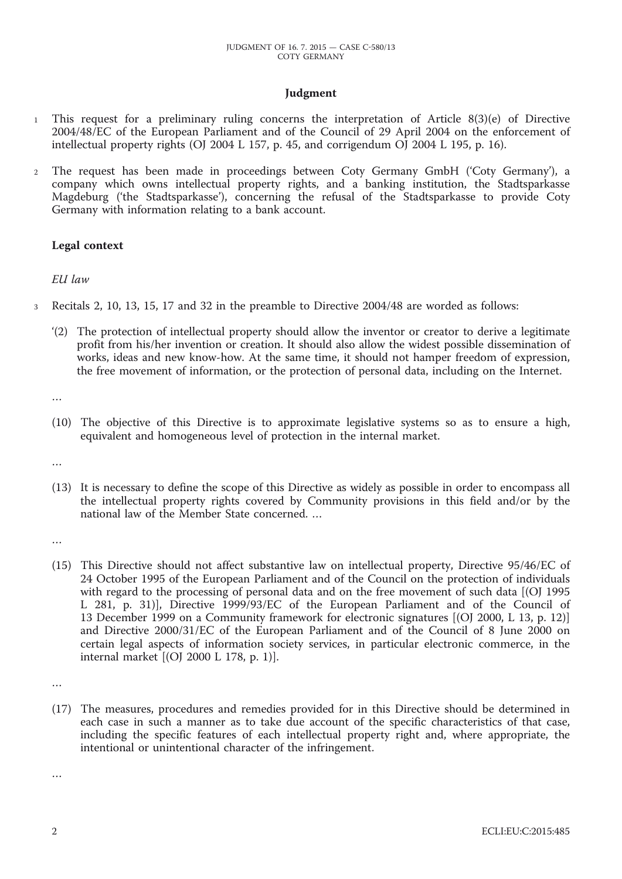## Judgment

1 This request for a preliminary ruling concerns the interpretation of Article 8(3)(e) of Directive 2004/48/EC of the European Parliament and of the Council of 29 April 2004 on the enforcement of intellectual property rights (OJ 2004 L 157, p. 45, and corrigendum OJ 2004 L 195, p. 16).

2 The request has been made in proceedings between Coty Germany GmbH ('Coty Germany'), a company which owns intellectual property rights, and a banking institution, the Stadtsparkasse Magdeburg ('the Stadtsparkasse'), concerning the refusal of the Stadtsparkasse to provide Coty Germany with information relating to a bank account.

### Legal context

*EU law*

3 Recitals 2, 10, 13, 15, 17 and 32 in the preamble to Directive 2004/48 are worded as follows:

'(2) The protection of intellectual property should allow the inventor or creator to derive a legitimate profit from his/her invention or creation. It should also allow the widest possible dissemination of works, ideas and new know-how. At the same time, it should not hamper freedom of expression, the free movement of information, or the protection of personal data, including on the Internet.

…

(10) The objective of this Directive is to approximate legislative systems so as to ensure a high, equivalent and homogeneous level of protection in the internal market.

…

(13) It is necessary to define the scope of this Directive as widely as possible in order to encompass all the intellectual property rights covered by Community provisions in this field and/or by the national law of the Member State concerned. …

…

(15) This Directive should not affect substantive law on intellectual property, Directive 95/46/EC of 24 October 1995 of the European Parliament and of the Council on the protection of individuals with regard to the processing of personal data and on the free movement of such data [(OJ 1995 L 281, p. 31)], Directive 1999/93/EC of the European Parliament and of the Council of 13 December 1999 on a Community framework for electronic signatures [(OJ 2000, L 13, p. 12)] and Directive 2000/31/EC of the European Parliament and of the Council of 8 June 2000 on certain legal aspects of information society services, in particular electronic commerce, in the internal market [(OJ 2000 L 178, p. 1)].

…

(17) The measures, procedures and remedies provided for in this Directive should be determined in each case in such a manner as to take due account of the specific characteristics of that case, including the specific features of each intellectual property right and, where appropriate, the intentional or unintentional character of the infringement.

…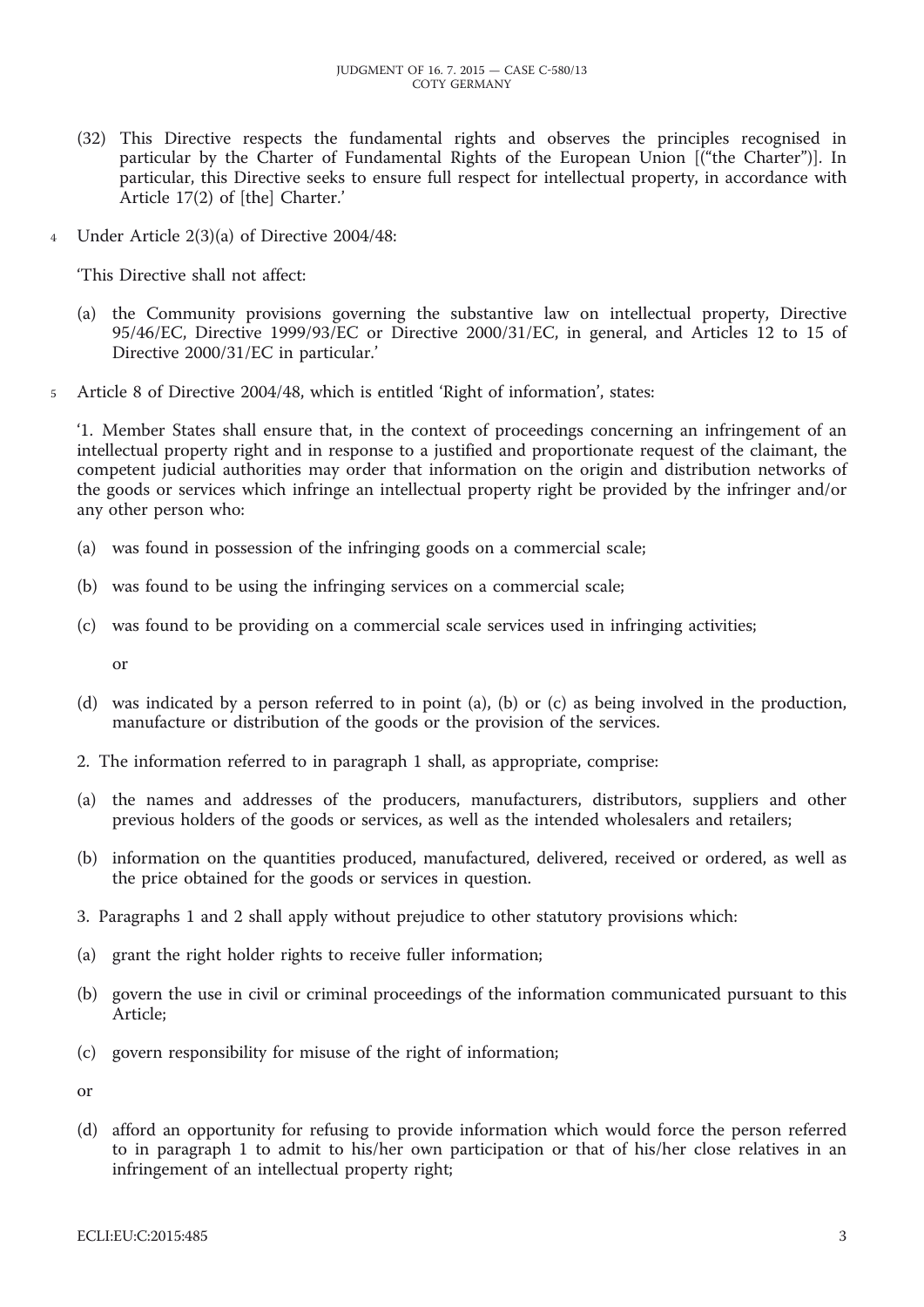(32) This Directive respects the fundamental rights and observes the principles recognised in particular by the Charter of Fundamental Rights of the European Union [("the Charter")]. In particular, this Directive seeks to ensure full respect for intellectual property, in accordance with Article 17(2) of [the] Charter.'

4 Under Article 2(3)(a) of Directive 2004/48:

'This Directive shall not affect:

(a) the Community provisions governing the substantive law on intellectual property, Directive 95/46/EC, Directive 1999/93/EC or Directive 2000/31/EC, in general, and Articles 12 to 15 of Directive 2000/31/EC in particular.'

5 Article 8 of Directive 2004/48, which is entitled 'Right of information', states:

'1. Member States shall ensure that, in the context of proceedings concerning an infringement of an intellectual property right and in response to a justified and proportionate request of the claimant, the competent judicial authorities may order that information on the origin and distribution networks of the goods or services which infringe an intellectual property right be provided by the infringer and/or any other person who:

(a) was found in possession of the infringing goods on a commercial scale;

(b) was found to be using the infringing services on a commercial scale;

(c) was found to be providing on a commercial scale services used in infringing activities;

or

(d) was indicated by a person referred to in point (a), (b) or (c) as being involved in the production, manufacture or distribution of the goods or the provision of the services.

2. The information referred to in paragraph 1 shall, as appropriate, comprise:

(a) the names and addresses of the producers, manufacturers, distributors, suppliers and other previous holders of the goods or services, as well as the intended wholesalers and retailers;

(b) information on the quantities produced, manufactured, delivered, received or ordered, as well as the price obtained for the goods or services in question.

3. Paragraphs 1 and 2 shall apply without prejudice to other statutory provisions which:

(a) grant the right holder rights to receive fuller information;

(b) govern the use in civil or criminal proceedings of the information communicated pursuant to this Article;

(c) govern responsibility for misuse of the right of information;

or

(d) afford an opportunity for refusing to provide information which would force the person referred to in paragraph 1 to admit to his/her own participation or that of his/her close relatives in an infringement of an intellectual property right;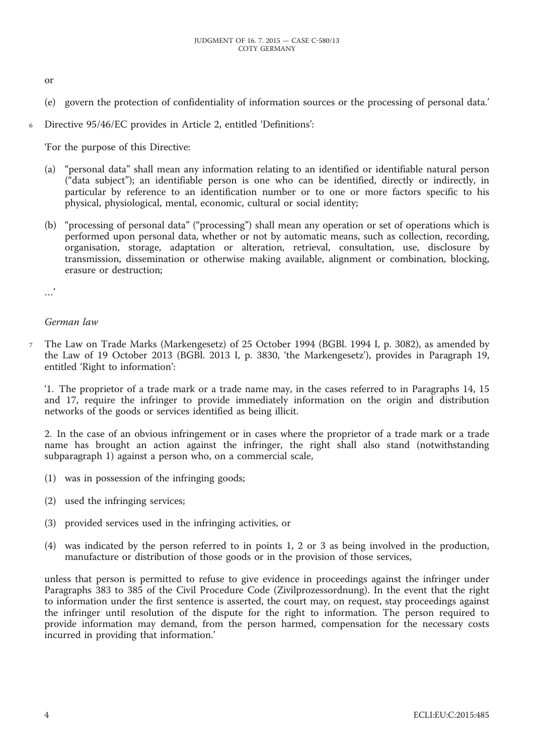or

(e) govern the protection of confidentiality of information sources or the processing of personal data.'

6 Directive 95/46/EC provides in Article 2, entitled 'Definitions':

'For the purpose of this Directive:

(a) "personal data" shall mean any information relating to an identified or identifiable natural person ("data subject"); an identifiable person is one who can be identified, directly or indirectly, in particular by reference to an identification number or to one or more factors specific to his physical, physiological, mental, economic, cultural or social identity;

(b) "processing of personal data" ("processing") shall mean any operation or set of operations which is performed upon personal data, whether or not by automatic means, such as collection, recording, organisation, storage, adaptation or alteration, retrieval, consultation, use, disclosure by transmission, dissemination or otherwise making available, alignment or combination, blocking, erasure or destruction;

…'

*German law*

7 The Law on Trade Marks (Markengesetz) of 25 October 1994 (BGBl. 1994 I, p. 3082), as amended by the Law of 19 October 2013 (BGBl. 2013 I, p. 3830, 'the Markengesetz'), provides in Paragraph 19, entitled 'Right to information':

'1. The proprietor of a trade mark or a trade name may, in the cases referred to in Paragraphs 14, 15 and 17, require the infringer to provide immediately information on the origin and distribution networks of the goods or services identified as being illicit.

2. In the case of an obvious infringement or in cases where the proprietor of a trade mark or a trade name has brought an action against the infringer, the right shall also stand (notwithstanding subparagraph 1) against a person who, on a commercial scale,

(1) was in possession of the infringing goods;

(2) used the infringing services;

(3) provided services used in the infringing activities, or

(4) was indicated by the person referred to in points 1, 2 or 3 as being involved in the production, manufacture or distribution of those goods or in the provision of those services,

unless that person is permitted to refuse to give evidence in proceedings against the infringer under Paragraphs 383 to 385 of the Civil Procedure Code (Zivilprozessordnung). In the event that the right to information under the first sentence is asserted, the court may, on request, stay proceedings against the infringer until resolution of the dispute for the right to information. The person required to provide information may demand, from the person harmed, compensation for the necessary costs incurred in providing that information.'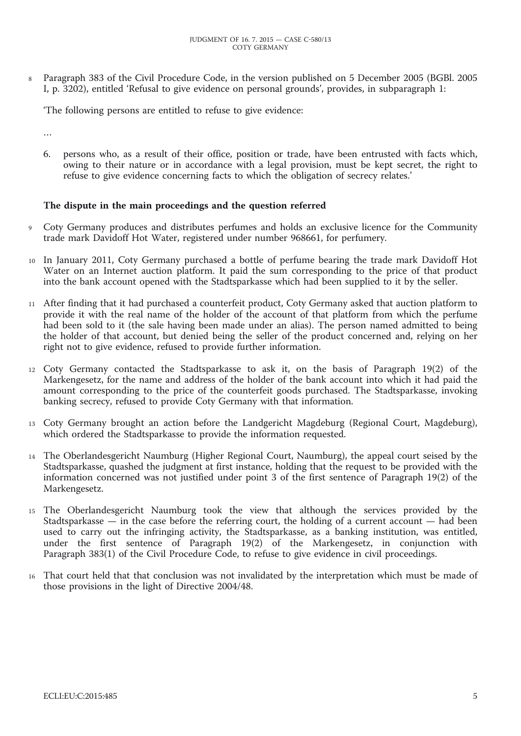8 Paragraph 383 of the Civil Procedure Code, in the version published on 5 December 2005 (BGBl. 2005 I, p. 3202), entitled 'Refusal to give evidence on personal grounds', provides, in subparagraph 1:

'The following persons are entitled to refuse to give evidence:

…

6. persons who, as a result of their office, position or trade, have been entrusted with facts which, owing to their nature or in accordance with a legal provision, must be kept secret, the right to refuse to give evidence concerning facts to which the obligation of secrecy relates.'

### The dispute in the main proceedings and the question referred

9 Coty Germany produces and distributes perfumes and holds an exclusive licence for the Community trade mark Davidoff Hot Water, registered under number 968661, for perfumery.

10 In January 2011, Coty Germany purchased a bottle of perfume bearing the trade mark Davidoff Hot Water on an Internet auction platform. It paid the sum corresponding to the price of that product into the bank account opened with the Stadtsparkasse which had been supplied to it by the seller.

11 After finding that it had purchased a counterfeit product, Coty Germany asked that auction platform to provide it with the real name of the holder of the account of that platform from which the perfume had been sold to it (the sale having been made under an alias). The person named admitted to being the holder of that account, but denied being the seller of the product concerned and, relying on her right not to give evidence, refused to provide further information.

12 Coty Germany contacted the Stadtsparkasse to ask it, on the basis of Paragraph 19(2) of the Markengesetz, for the name and address of the holder of the bank account into which it had paid the amount corresponding to the price of the counterfeit goods purchased. The Stadtsparkasse, invoking banking secrecy, refused to provide Coty Germany with that information.

13 Coty Germany brought an action before the Landgericht Magdeburg (Regional Court, Magdeburg), which ordered the Stadtsparkasse to provide the information requested.

14 The Oberlandesgericht Naumburg (Higher Regional Court, Naumburg), the appeal court seised by the Stadtsparkasse, quashed the judgment at first instance, holding that the request to be provided with the information concerned was not justified under point 3 of the first sentence of Paragraph 19(2) of the Markengesetz.

15 The Oberlandesgericht Naumburg took the view that although the services provided by the Stadtsparkasse — in the case before the referring court, the holding of a current account — had been used to carry out the infringing activity, the Stadtsparkasse, as a banking institution, was entitled, under the first sentence of Paragraph 19(2) of the Markengesetz, in conjunction with Paragraph 383(1) of the Civil Procedure Code, to refuse to give evidence in civil proceedings.

16 That court held that that conclusion was not invalidated by the interpretation which must be made of those provisions in the light of Directive 2004/48.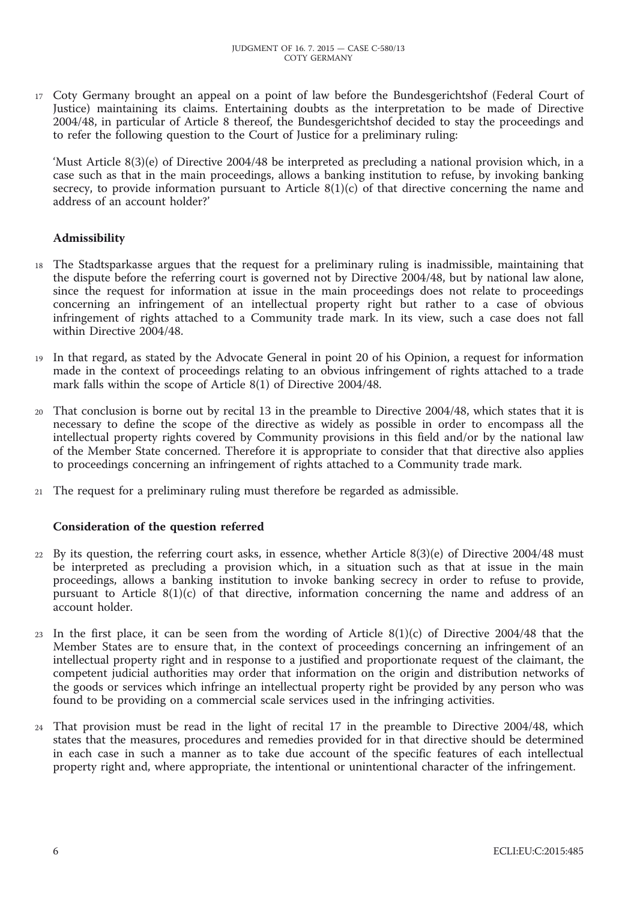17 Coty Germany brought an appeal on a point of law before the Bundesgerichtshof (Federal Court of Justice) maintaining its claims. Entertaining doubts as the interpretation to be made of Directive 2004/48, in particular of Article 8 thereof, the Bundesgerichtshof decided to stay the proceedings and to refer the following question to the Court of Justice for a preliminary ruling:

'Must Article 8(3)(e) of Directive 2004/48 be interpreted as precluding a national provision which, in a case such as that in the main proceedings, allows a banking institution to refuse, by invoking banking secrecy, to provide information pursuant to Article 8(1)(c) of that directive concerning the name and address of an account holder?'

## Admissibility

18 The Stadtsparkasse argues that the request for a preliminary ruling is inadmissible, maintaining that the dispute before the referring court is governed not by Directive 2004/48, but by national law alone, since the request for information at issue in the main proceedings does not relate to proceedings concerning an infringement of an intellectual property right but rather to a case of obvious infringement of rights attached to a Community trade mark. In its view, such a case does not fall within Directive 2004/48.

19 In that regard, as stated by the Advocate General in point 20 of his Opinion, a request for information made in the context of proceedings relating to an obvious infringement of rights attached to a trade mark falls within the scope of Article 8(1) of Directive 2004/48.

20 That conclusion is borne out by recital 13 in the preamble to Directive 2004/48, which states that it is necessary to define the scope of the directive as widely as possible in order to encompass all the intellectual property rights covered by Community provisions in this field and/or by the national law of the Member State concerned. Therefore it is appropriate to consider that that directive also applies to proceedings concerning an infringement of rights attached to a Community trade mark.

21 The request for a preliminary ruling must therefore be regarded as admissible.

## Consideration of the question referred

22 By its question, the referring court asks, in essence, whether Article 8(3)(e) of Directive 2004/48 must be interpreted as precluding a provision which, in a situation such as that at issue in the main proceedings, allows a banking institution to invoke banking secrecy in order to refuse to provide, pursuant to Article 8(1)(c) of that directive, information concerning the name and address of an account holder.

23 In the first place, it can be seen from the wording of Article 8(1)(c) of Directive 2004/48 that the Member States are to ensure that, in the context of proceedings concerning an infringement of an intellectual property right and in response to a justified and proportionate request of the claimant, the competent judicial authorities may order that information on the origin and distribution networks of the goods or services which infringe an intellectual property right be provided by any person who was found to be providing on a commercial scale services used in the infringing activities.

24 That provision must be read in the light of recital 17 in the preamble to Directive 2004/48, which states that the measures, procedures and remedies provided for in that directive should be determined in each case in such a manner as to take due account of the specific features of each intellectual property right and, where appropriate, the intentional or unintentional character of the infringement.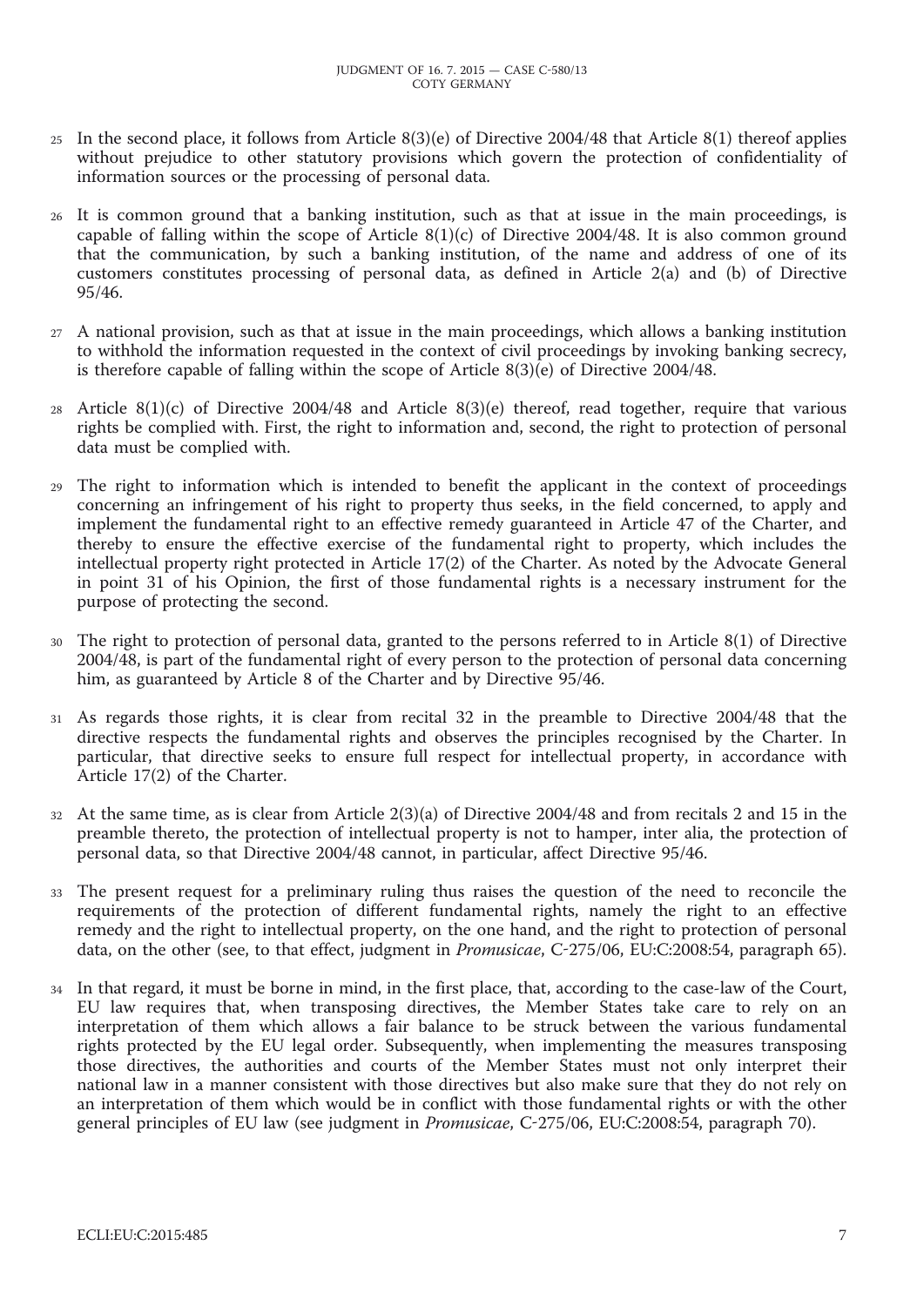25 In the second place, it follows from Article 8(3)(e) of Directive 2004/48 that Article 8(1) thereof applies without prejudice to other statutory provisions which govern the protection of confidentiality of information sources or the processing of personal data.

26 It is common ground that a banking institution, such as that at issue in the main proceedings, is capable of falling within the scope of Article 8(1)(c) of Directive 2004/48. It is also common ground that the communication, by such a banking institution, of the name and address of one of its customers constitutes processing of personal data, as defined in Article 2(a) and (b) of Directive 95/46.

27 A national provision, such as that at issue in the main proceedings, which allows a banking institution to withhold the information requested in the context of civil proceedings by invoking banking secrecy, is therefore capable of falling within the scope of Article 8(3)(e) of Directive 2004/48.

28 Article 8(1)(c) of Directive 2004/48 and Article 8(3)(e) thereof, read together, require that various rights be complied with. First, the right to information and, second, the right to protection of personal data must be complied with.

29 The right to information which is intended to benefit the applicant in the context of proceedings concerning an infringement of his right to property thus seeks, in the field concerned, to apply and implement the fundamental right to an effective remedy guaranteed in Article 47 of the Charter, and thereby to ensure the effective exercise of the fundamental right to property, which includes the intellectual property right protected in Article 17(2) of the Charter. As noted by the Advocate General in point 31 of his Opinion, the first of those fundamental rights is a necessary instrument for the purpose of protecting the second.

30 The right to protection of personal data, granted to the persons referred to in Article 8(1) of Directive 2004/48, is part of the fundamental right of every person to the protection of personal data concerning him, as guaranteed by Article 8 of the Charter and by Directive 95/46.

31 As regards those rights, it is clear from recital 32 in the preamble to Directive 2004/48 that the directive respects the fundamental rights and observes the principles recognised by the Charter. In particular, that directive seeks to ensure full respect for intellectual property, in accordance with Article 17(2) of the Charter.

32 At the same time, as is clear from Article 2(3)(a) of Directive 2004/48 and from recitals 2 and 15 in the preamble thereto, the protection of intellectual property is not to hamper, inter alia, the protection of personal data, so that Directive 2004/48 cannot, in particular, affect Directive 95/46.

33 The present request for a preliminary ruling thus raises the question of the need to reconcile the requirements of the protection of different fundamental rights, namely the right to an effective remedy and the right to intellectual property, on the one hand, and the right to protection of personal data, on the other (see, to that effect, judgment in *Promusicae*, C-275/06, EU:C:2008:54, paragraph 65).

34 In that regard, it must be borne in mind, in the first place, that, according to the case-law of the Court, EU law requires that, when transposing directives, the Member States take care to rely on an interpretation of them which allows a fair balance to be struck between the various fundamental rights protected by the EU legal order. Subsequently, when implementing the measures transposing those directives, the authorities and courts of the Member States must not only interpret their national law in a manner consistent with those directives but also make sure that they do not rely on an interpretation of them which would be in conflict with those fundamental rights or with the other general principles of EU law (see judgment in *Promusicae*, C-275/06, EU:C:2008:54, paragraph 70).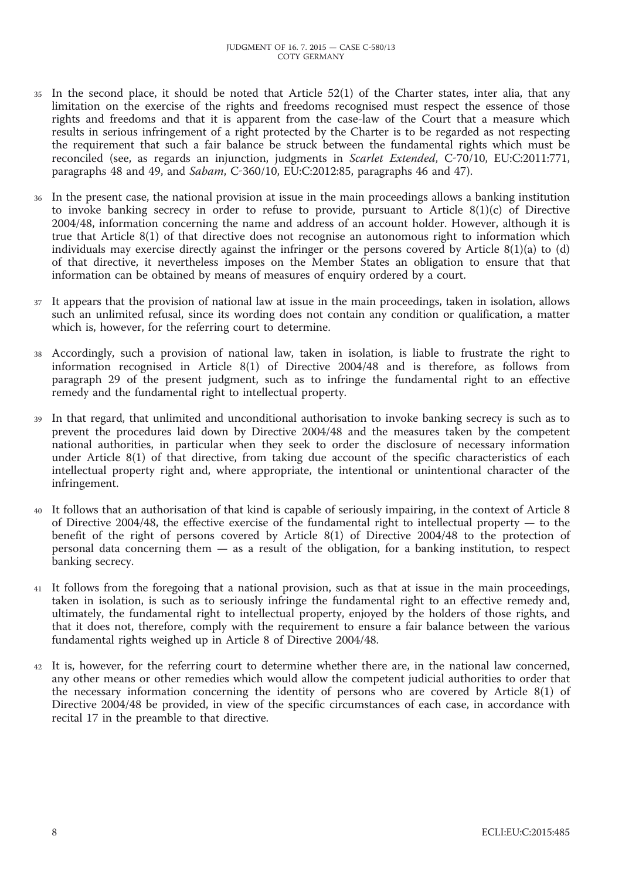35 In the second place, it should be noted that Article 52(1) of the Charter states, inter alia, that any limitation on the exercise of the rights and freedoms recognised must respect the essence of those rights and freedoms and that it is apparent from the case-law of the Court that a measure which results in serious infringement of a right protected by the Charter is to be regarded as not respecting the requirement that such a fair balance be struck between the fundamental rights which must be reconciled (see, as regards an injunction, judgments in *Scarlet Extended*, C-70/10, EU:C:2011:771, paragraphs 48 and 49, and *Sabam*, C-360/10, EU:C:2012:85, paragraphs 46 and 47).

36 In the present case, the national provision at issue in the main proceedings allows a banking institution to invoke banking secrecy in order to refuse to provide, pursuant to Article 8(1)(c) of Directive 2004/48, information concerning the name and address of an account holder. However, although it is true that Article 8(1) of that directive does not recognise an autonomous right to information which individuals may exercise directly against the infringer or the persons covered by Article 8(1)(a) to (d) of that directive, it nevertheless imposes on the Member States an obligation to ensure that that information can be obtained by means of measures of enquiry ordered by a court.

37 It appears that the provision of national law at issue in the main proceedings, taken in isolation, allows such an unlimited refusal, since its wording does not contain any condition or qualification, a matter which is, however, for the referring court to determine.

38 Accordingly, such a provision of national law, taken in isolation, is liable to frustrate the right to information recognised in Article 8(1) of Directive 2004/48 and is therefore, as follows from paragraph 29 of the present judgment, such as to infringe the fundamental right to an effective remedy and the fundamental right to intellectual property.

39 In that regard, that unlimited and unconditional authorisation to invoke banking secrecy is such as to prevent the procedures laid down by Directive 2004/48 and the measures taken by the competent national authorities, in particular when they seek to order the disclosure of necessary information under Article 8(1) of that directive, from taking due account of the specific characteristics of each intellectual property right and, where appropriate, the intentional or unintentional character of the infringement.

40 It follows that an authorisation of that kind is capable of seriously impairing, in the context of Article 8 of Directive 2004/48, the effective exercise of the fundamental right to intellectual property — to the benefit of the right of persons covered by Article 8(1) of Directive 2004/48 to the protection of personal data concerning them — as a result of the obligation, for a banking institution, to respect banking secrecy.

41 It follows from the foregoing that a national provision, such as that at issue in the main proceedings, taken in isolation, is such as to seriously infringe the fundamental right to an effective remedy and, ultimately, the fundamental right to intellectual property, enjoyed by the holders of those rights, and that it does not, therefore, comply with the requirement to ensure a fair balance between the various fundamental rights weighed up in Article 8 of Directive 2004/48.

42 It is, however, for the referring court to determine whether there are, in the national law concerned, any other means or other remedies which would allow the competent judicial authorities to order that the necessary information concerning the identity of persons who are covered by Article 8(1) of Directive 2004/48 be provided, in view of the specific circumstances of each case, in accordance with recital 17 in the preamble to that directive.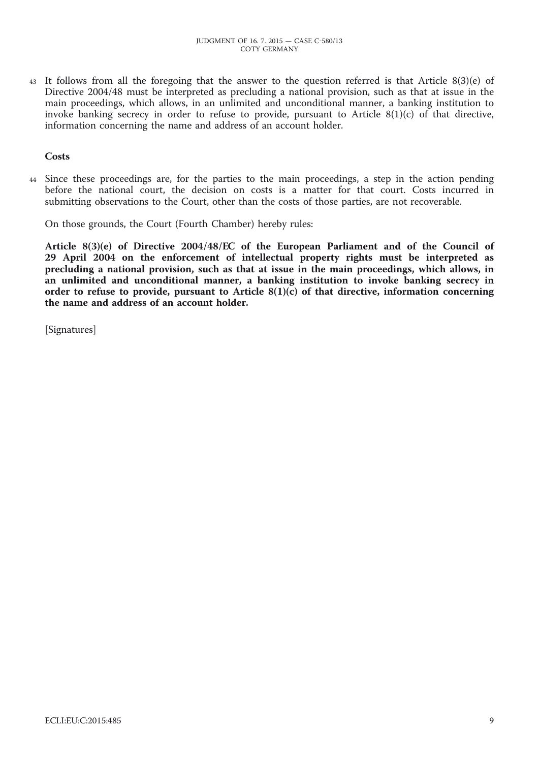43 It follows from all the foregoing that the answer to the question referred is that Article 8(3)(e) of Directive 2004/48 must be interpreted as precluding a national provision, such as that at issue in the main proceedings, which allows, in an unlimited and unconditional manner, a banking institution to invoke banking secrecy in order to refuse to provide, pursuant to Article 8(1)(c) of that directive, information concerning the name and address of an account holder.

**Costs**

44 Since these proceedings are, for the parties to the main proceedings, a step in the action pending before the national court, the decision on costs is a matter for that court. Costs incurred in submitting observations to the Court, other than the costs of those parties, are not recoverable.

On those grounds, the Court (Fourth Chamber) hereby rules:

**Article 8(3)(e) of Directive 2004/48/EC of the European Parliament and of the Council of 29 April 2004 on the enforcement of intellectual property rights must be interpreted as precluding a national provision, such as that at issue in the main proceedings, which allows, in an unlimited and unconditional manner, a banking institution to invoke banking secrecy in order to refuse to provide, pursuant to Article 8(1)(c) of that directive, information concerning the name and address of an account holder.**

[Signatures]